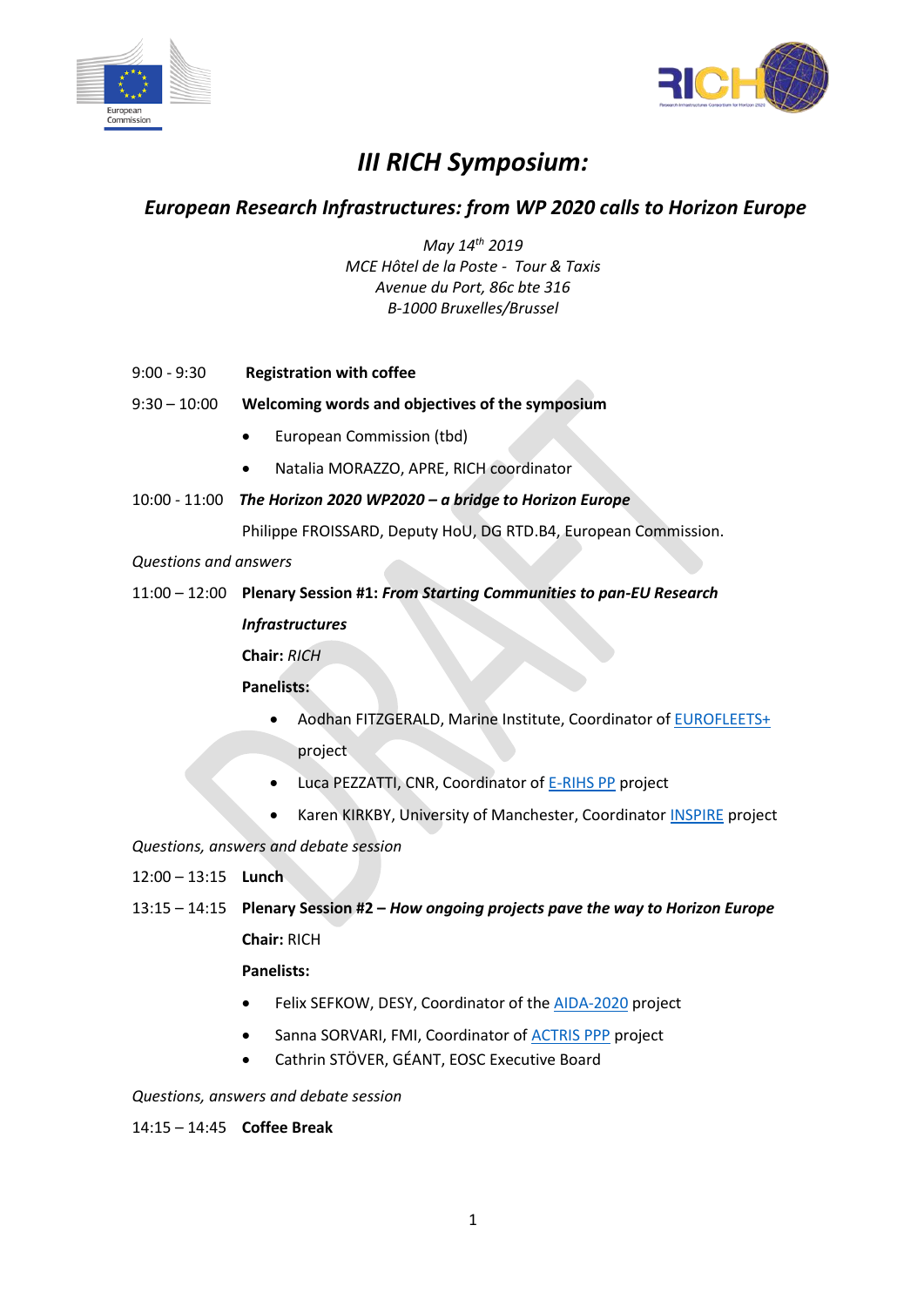# *III RICH Symposium:*

## *European Research Infrastructures: from WP 2020 calls to Horizon Europe*

*May 14th 2019*
*MCE Hôtel de la Poste - Tour & Taxis*
*Avenue du Port, 86c bte 316*
*B-1000 Bruxelles/Brussel*

9:00 - 9:30 **Registration with coffee**

9:30 – 10:00 **Welcoming words and objectives of the symposium**

- European Commission (tbd)
- Natalia MORAZZO, APRE, RICH coordinator

10:00 - 11:00 ***The Horizon 2020 WP2020 – a bridge to Horizon Europe***

Philippe FROISSARD, Deputy HoU, DG RTD.B4, European Commission.

*Questions and answers*

11:00 – 12:00 **Plenary Session #1:** ***From Starting Communities to pan-EU Research Infrastructures***

**Chair:** *RICH*

**Panelists:**

- Aodhan FITZGERALD, Marine Institute, Coordinator of EUROFLEETS+ project
- Luca PEZZATTI, CNR, Coordinator of E-RIHS PP project
- Karen KIRKBY, University of Manchester, Coordinator INSPIRE project

*Questions, answers and debate session*

12:00 – 13:15 **Lunch**

13:15 – 14:15 **Plenary Session #2 –** ***How ongoing projects pave the way to Horizon Europe***

**Chair:** RICH

**Panelists:**

- Felix SEFKOW, DESY, Coordinator of the AIDA-2020 project
- Sanna SORVARI, FMI, Coordinator of ACTRIS PPP project
- Cathrin STÖVER, GÉANT, EOSC Executive Board

*Questions, answers and debate session*

14:15 – 14:45 **Coffee Break**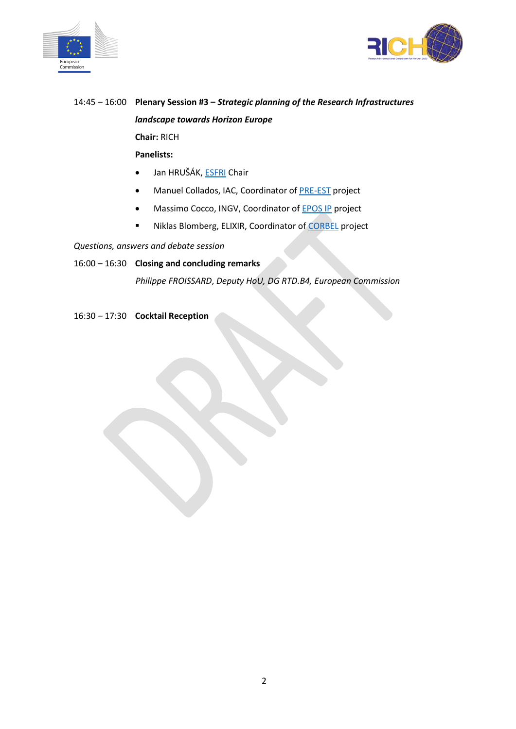14:45 – 16:00 **Plenary Session #3 – *Strategic planning of the Research Infrastructures landscape towards Horizon Europe***

**Chair:** RICH

**Panelists:**

- Jan HRUŠÁK, ESFRI Chair
- Manuel Collados, IAC, Coordinator of PRE-EST project
- Massimo Cocco, INGV, Coordinator of EPOS IP project
- Niklas Blomberg, ELIXIR, Coordinator of CORBEL project

*Questions, answers and debate session*

16:00 – 16:30 **Closing and concluding remarks**

*Philippe FROISSARD, Deputy HoU, DG RTD.B4, European Commission*

16:30 – 17:30 **Cocktail Reception**